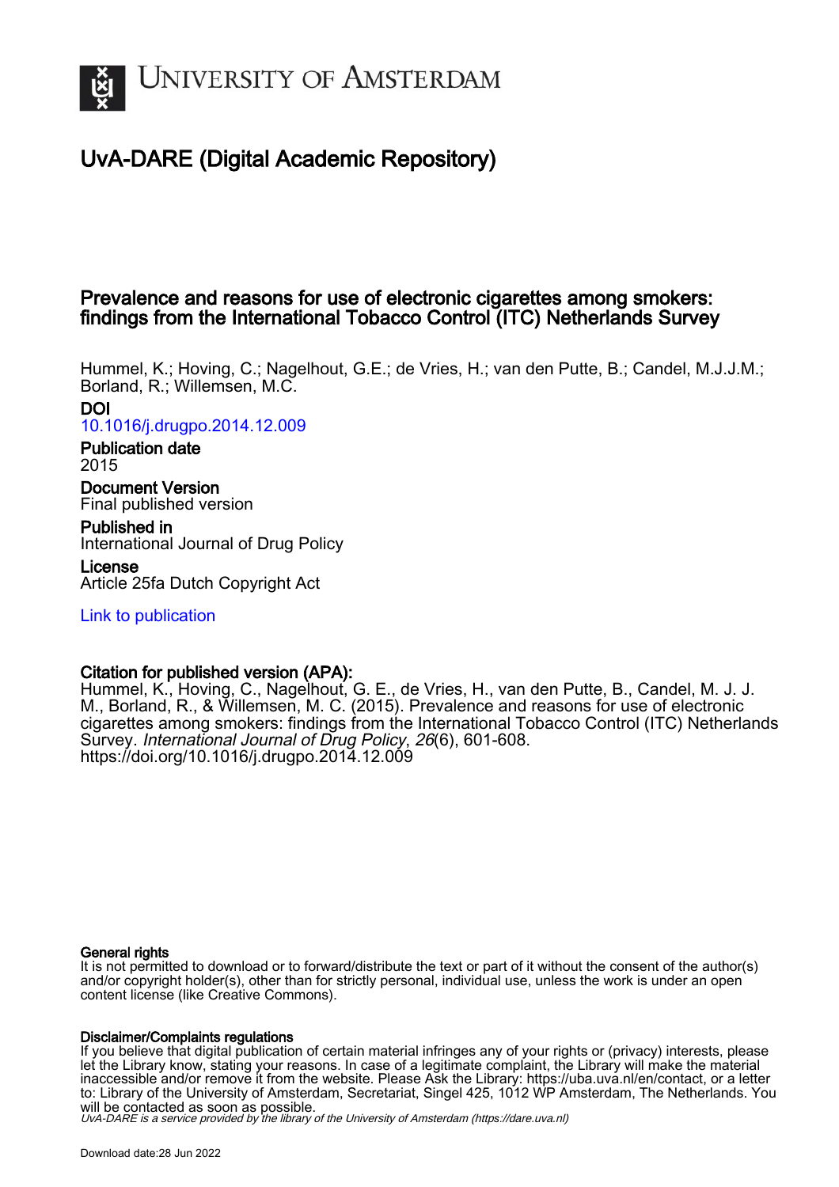# University of Amsterdam

## UvA-DARE (Digital Academic Repository)

### Prevalence and reasons for use of electronic cigarettes among smokers: findings from the International Tobacco Control (ITC) Netherlands Survey

Hummel, K.; Hoving, C.; Nagelhout, G.E.; de Vries, H.; van den Putte, B.; Candel, M.J.J.M.; Borland, R.; Willemsen, M.C.

**DOI**
10.1016/j.drugpo.2014.12.009

**Publication date**
2015

**Document Version**
Final published version

**Published in**
International Journal of Drug Policy

**License**
Article 25fa Dutch Copyright Act

Link to publication

**Citation for published version (APA):**
Hummel, K., Hoving, C., Nagelhout, G. E., de Vries, H., van den Putte, B., Candel, M. J. J. M., Borland, R., & Willemsen, M. C. (2015). Prevalence and reasons for use of electronic cigarettes among smokers: findings from the International Tobacco Control (ITC) Netherlands Survey. *International Journal of Drug Policy*, *26*(6), 601-608. https://doi.org/10.1016/j.drugpo.2014.12.009

**General rights**
It is not permitted to download or to forward/distribute the text or part of it without the consent of the author(s) and/or copyright holder(s), other than for strictly personal, individual use, unless the work is under an open content license (like Creative Commons).

**Disclaimer/Complaints regulations**
If you believe that digital publication of certain material infringes any of your rights or (privacy) interests, please let the Library know, stating your reasons. In case of a legitimate complaint, the Library will make the material inaccessible and/or remove it from the website. Please Ask the Library: https://uba.uva.nl/en/contact, or a letter to: Library of the University of Amsterdam, Secretariat, Singel 425, 1012 WP Amsterdam, The Netherlands. You will be contacted as soon as possible.

*UvA-DARE is a service provided by the library of the University of Amsterdam (https://dare.uva.nl)*

Download date:28 Jun 2022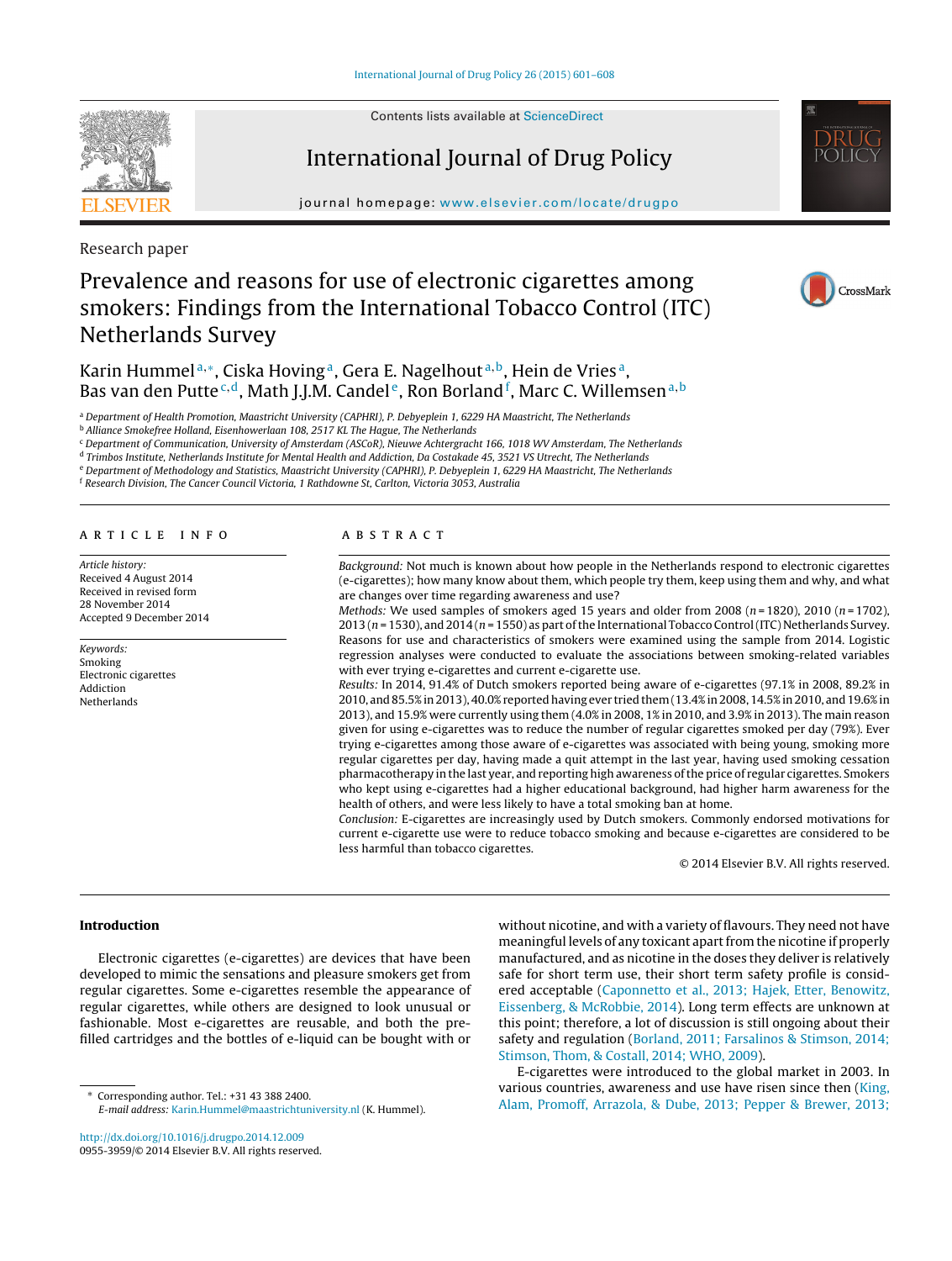Research paper

# Prevalence and reasons for use of electronic cigarettes among smokers: Findings from the International Tobacco Control (ITC) Netherlands Survey

Karin Hummel[a,*], Ciska Hoving[a], Gera E. Nagelhout[a,b], Hein de Vries[a], Bas van den Putte[c,d], Math J.J.M. Candel[e], Ron Borland[f], Marc C. Willemsen[a,b]

[a] Department of Health Promotion, Maastricht University (CAPHRI), P. Debyeplein 1, 6229 HA Maastricht, The Netherlands
[b] Alliance Smokefree Holland, Eisenhowerlaan 108, 2517 KL The Hague, The Netherlands
[c] Department of Communication, University of Amsterdam (ASCoR), Nieuwe Achtergracht 166, 1018 WV Amsterdam, The Netherlands
[d] Trimbos Institute, Netherlands Institute for Mental Health and Addiction, Da Costakade 45, 3521 VS Utrecht, The Netherlands
[e] Department of Methodology and Statistics, Maastricht University (CAPHRI), P. Debyeplein 1, 6229 HA Maastricht, The Netherlands
[f] Research Division, The Cancer Council Victoria, 1 Rathdowne St, Carlton, Victoria 3053, Australia

## ARTICLE INFO

*Article history:*
Received 4 August 2014
Received in revised form 28 November 2014
Accepted 9 December 2014

*Keywords:*
Smoking
Electronic cigarettes
Addiction
Netherlands

## ABSTRACT

*Background:* Not much is known about how people in the Netherlands respond to electronic cigarettes (e-cigarettes); how many know about them, which people try them, keep using them and why, and what are changes over time regarding awareness and use?

*Methods:* We used samples of smokers aged 15 years and older from 2008 ($n = 1820$), 2010 ($n = 1702$), 2013 ($n = 1530$), and 2014 ($n = 1550$) as part of the International Tobacco Control (ITC) Netherlands Survey. Reasons for use and characteristics of smokers were examined using the sample from 2014. Logistic regression analyses were conducted to evaluate the associations between smoking-related variables with ever trying e-cigarettes and current e-cigarette use.

*Results:* In 2014, 91.4% of Dutch smokers reported being aware of e-cigarettes (97.1% in 2008, 89.2% in 2010, and 85.5% in 2013), 40.0% reported having ever tried them (13.4% in 2008, 14.5% in 2010, and 19.6% in 2013), and 15.9% were currently using them (4.0% in 2008, 1% in 2010, and 3.9% in 2013). The main reason given for using e-cigarettes was to reduce the number of regular cigarettes smoked per day (79%). Ever trying e-cigarettes among those aware of e-cigarettes was associated with being young, smoking more regular cigarettes per day, having made a quit attempt in the last year, having used smoking cessation pharmacotherapy in the last year, and reporting high awareness of the price of regular cigarettes. Smokers who kept using e-cigarettes had a higher educational background, had higher harm awareness for the health of others, and were less likely to have a total smoking ban at home.

*Conclusion:* E-cigarettes are increasingly used by Dutch smokers. Commonly endorsed motivations for current e-cigarette use were to reduce tobacco smoking and because e-cigarettes are considered to be less harmful than tobacco cigarettes.

© 2014 Elsevier B.V. All rights reserved.

## Introduction

Electronic cigarettes (e-cigarettes) are devices that have been developed to mimic the sensations and pleasure smokers get from regular cigarettes. Some e-cigarettes resemble the appearance of regular cigarettes, while others are designed to look unusual or fashionable. Most e-cigarettes are reusable, and both the pre-filled cartridges and the bottles of e-liquid can be bought with or without nicotine, and with a variety of flavours. They need not have meaningful levels of any toxicant apart from the nicotine if properly manufactured, and as nicotine in the doses they deliver is relatively safe for short term use, their short term safety profile is considered acceptable (Caponnetto et al., 2013; Hajek, Etter, Benowitz, Eissenberg, & McRobbie, 2014). Long term effects are unknown at this point; therefore, a lot of discussion is still ongoing about their safety and regulation (Borland, 2011; Farsalinos & Stimson, 2014; Stimson, Thom, & Costall, 2014; WHO, 2009).

E-cigarettes were introduced to the global market in 2003. In various countries, awareness and use have risen since then (King, Alam, Promoff, Arrazola, & Dube, 2013; Pepper & Brewer, 2013;

* Corresponding author. Tel.: +31 43 388 2400.
E-mail address: Karin.Hummel@maastrichtuniversity.nl (K. Hummel).

http://dx.doi.org/10.1016/j.drugpo.2014.12.009
0955-3959/© 2014 Elsevier B.V. All rights reserved.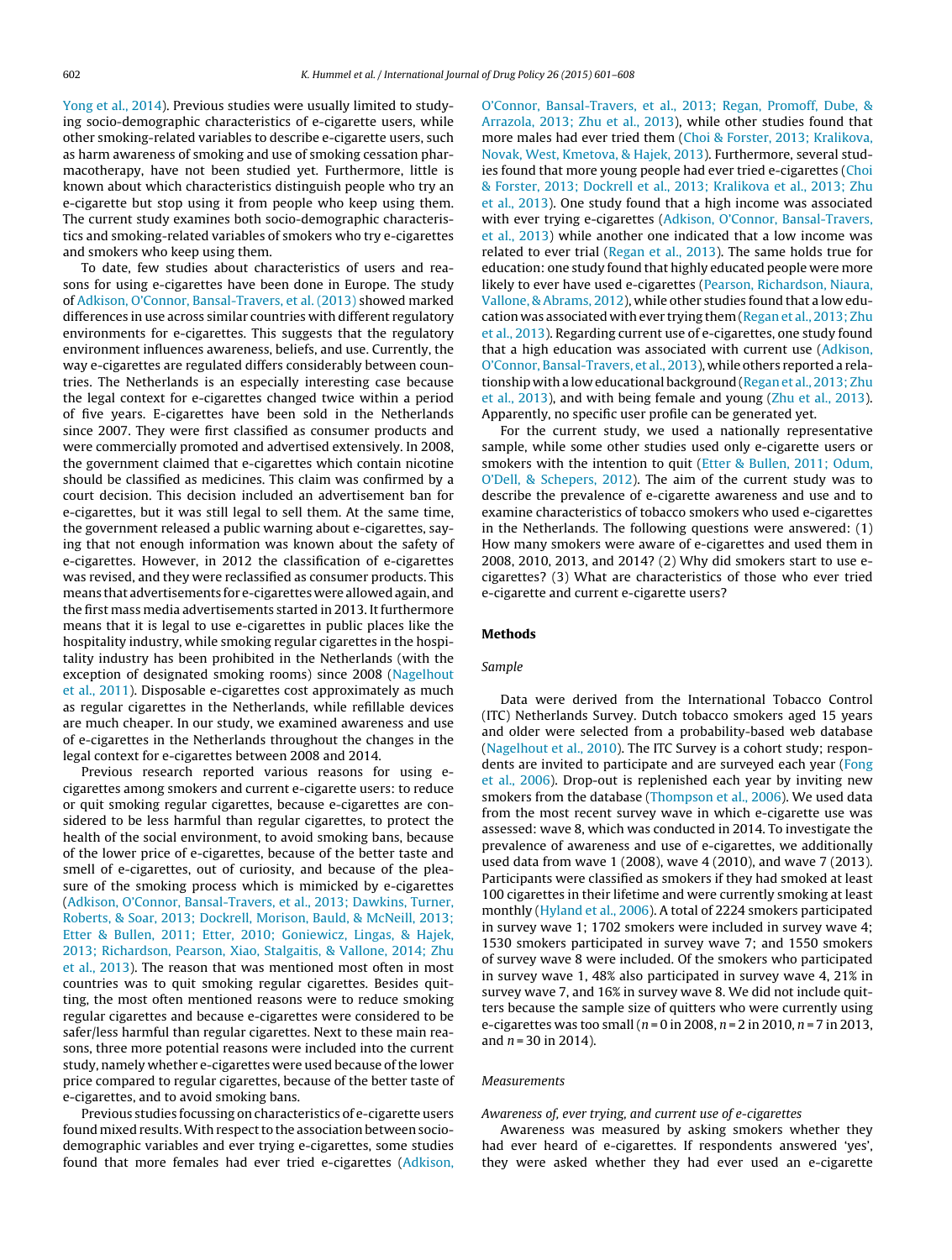Yong et al., 2014). Previous studies were usually limited to studying socio-demographic characteristics of e-cigarette users, while other smoking-related variables to describe e-cigarette users, such as harm awareness of smoking and use of smoking cessation pharmacotherapy, have not been studied yet. Furthermore, little is known about which characteristics distinguish people who try an e-cigarette but stop using it from people who keep using them. The current study examines both socio-demographic characteristics and smoking-related variables of smokers who try e-cigarettes and smokers who keep using them.

To date, few studies about characteristics of users and reasons for using e-cigarettes have been done in Europe. The study of Adkison, O'Connor, Bansal-Travers, et al. (2013) showed marked differences in use across similar countries with different regulatory environments for e-cigarettes. This suggests that the regulatory environment influences awareness, beliefs, and use. Currently, the way e-cigarettes are regulated differs considerably between countries. The Netherlands is an especially interesting case because the legal context for e-cigarettes changed twice within a period of five years. E-cigarettes have been sold in the Netherlands since 2007. They were first classified as consumer products and were commercially promoted and advertised extensively. In 2008, the government claimed that e-cigarettes which contain nicotine should be classified as medicines. This claim was confirmed by a court decision. This decision included an advertisement ban for e-cigarettes, but it was still legal to sell them. At the same time, the government released a public warning about e-cigarettes, saying that not enough information was known about the safety of e-cigarettes. However, in 2012 the classification of e-cigarettes was revised, and they were reclassified as consumer products. This means that advertisements for e-cigarettes were allowed again, and the first mass media advertisements started in 2013. It furthermore means that it is legal to use e-cigarettes in public places like the hospitality industry, while smoking regular cigarettes in the hospitality industry has been prohibited in the Netherlands (with the exception of designated smoking rooms) since 2008 (Nagelhout et al., 2011). Disposable e-cigarettes cost approximately as much as regular cigarettes in the Netherlands, while refillable devices are much cheaper. In our study, we examined awareness and use of e-cigarettes in the Netherlands throughout the changes in the legal context for e-cigarettes between 2008 and 2014.

Previous research reported various reasons for using e-cigarettes among smokers and current e-cigarette users: to reduce or quit smoking regular cigarettes, because e-cigarettes are considered to be less harmful than regular cigarettes, to protect the health of the social environment, to avoid smoking bans, because of the lower price of e-cigarettes, because of the better taste and smell of e-cigarettes, out of curiosity, and because of the pleasure of the smoking process which is mimicked by e-cigarettes (Adkison, O'Connor, Bansal-Travers, et al., 2013; Dawkins, Turner, Roberts, & Soar, 2013; Dockrell, Morison, Bauld, & McNeill, 2013; Etter & Bullen, 2011; Etter, 2010; Goniewicz, Lingas, & Hajek, 2013; Richardson, Pearson, Xiao, Stalgaitis, & Vallone, 2014; Zhu et al., 2013). The reason that was mentioned most often in most countries was to quit smoking regular cigarettes. Besides quitting, the most often mentioned reasons were to reduce smoking regular cigarettes and because e-cigarettes were considered to be safer/less harmful than regular cigarettes. Next to these main reasons, three more potential reasons were included into the current study, namely whether e-cigarettes were used because of the lower price compared to regular cigarettes, because of the better taste of e-cigarettes, and to avoid smoking bans.

Previous studies focussing on characteristics of e-cigarette users found mixed results. With respect to the association between socio-demographic variables and ever trying e-cigarettes, some studies found that more females had ever tried e-cigarettes (Adkison, O'Connor, Bansal-Travers, et al., 2013; Regan, Promoff, Dube, & Arrazola, 2013; Zhu et al., 2013), while other studies found that more males had ever tried them (Choi & Forster, 2013; Kralikova, Novak, West, Kmetova, & Hajek, 2013). Furthermore, several studies found that more young people had ever tried e-cigarettes (Choi & Forster, 2013; Dockrell et al., 2013; Kralikova et al., 2013; Zhu et al., 2013). One study found that a high income was associated with ever trying e-cigarettes (Adkison, O'Connor, Bansal-Travers, et al., 2013) while another one indicated that a low income was related to ever trial (Regan et al., 2013). The same holds true for education: one study found that highly educated people were more likely to ever have used e-cigarettes (Pearson, Richardson, Niaura, Vallone, & Abrams, 2012), while other studies found that a low education was associated with ever trying them (Regan et al., 2013; Zhu et al., 2013). Regarding current use of e-cigarettes, one study found that a high education was associated with current use (Adkison, O'Connor, Bansal-Travers, et al., 2013), while others reported a relationship with a low educational background (Regan et al., 2013; Zhu et al., 2013), and with being female and young (Zhu et al., 2013). Apparently, no specific user profile can be generated yet.

For the current study, we used a nationally representative sample, while some other studies used only e-cigarette users or smokers with the intention to quit (Etter & Bullen, 2011; Odum, O'Dell, & Schepers, 2012). The aim of the current study was to describe the prevalence of e-cigarette awareness and use and to examine characteristics of tobacco smokers who used e-cigarettes in the Netherlands. The following questions were answered: (1) How many smokers were aware of e-cigarettes and used them in 2008, 2010, 2013, and 2014? (2) Why did smokers start to use e-cigarettes? (3) What are characteristics of those who ever tried e-cigarette and current e-cigarette users?

## Methods

### Sample

Data were derived from the International Tobacco Control (ITC) Netherlands Survey. Dutch tobacco smokers aged 15 years and older were selected from a probability-based web database (Nagelhout et al., 2010). The ITC Survey is a cohort study; respondents are invited to participate and are surveyed each year (Fong et al., 2006). Drop-out is replenished each year by inviting new smokers from the database (Thompson et al., 2006). We used data from the most recent survey wave in which e-cigarette use was assessed: wave 8, which was conducted in 2014. To investigate the prevalence of awareness and use of e-cigarettes, we additionally used data from wave 1 (2008), wave 4 (2010), and wave 7 (2013). Participants were classified as smokers if they had smoked at least 100 cigarettes in their lifetime and were currently smoking at least monthly (Hyland et al., 2006). A total of 2224 smokers participated in survey wave 1; 1702 smokers were included in survey wave 4; 1530 smokers participated in survey wave 7; and 1550 smokers of survey wave 8 were included. Of the smokers who participated in survey wave 1, 48% also participated in survey wave 4, 21% in survey wave 7, and 16% in survey wave 8. We did not include quitters because the sample size of quitters who were currently using e-cigarettes was too small ($n = 0$ in 2008, $n = 2$ in 2010, $n = 7$ in 2013, and $n = 30$ in 2014).

### Measurements

#### Awareness of, ever trying, and current use of e-cigarettes

Awareness was measured by asking smokers whether they had ever heard of e-cigarettes. If respondents answered 'yes', they were asked whether they had ever used an e-cigarette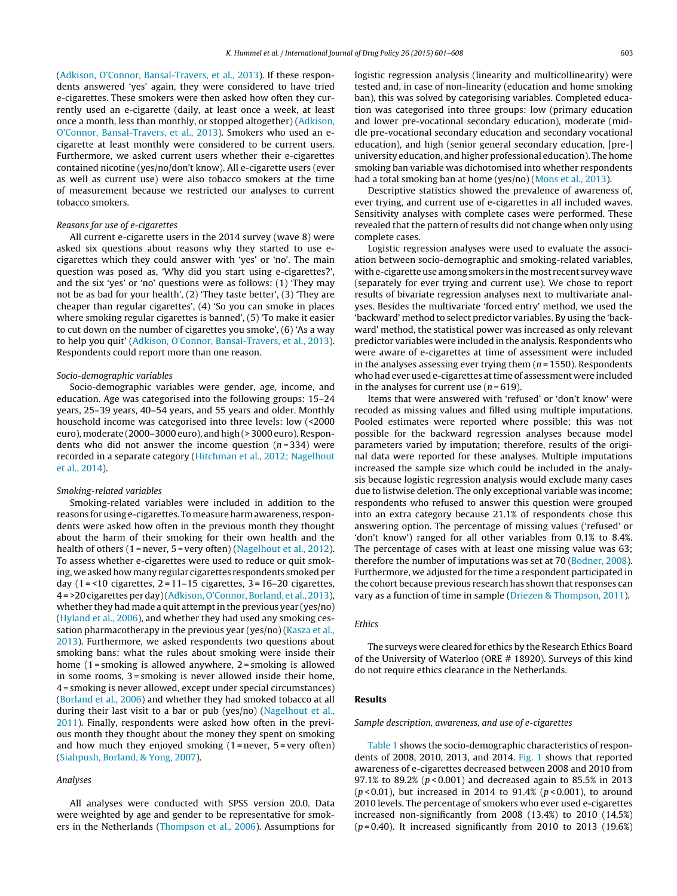(Adkison, O'Connor, Bansal-Travers, et al., 2013). If these respondents answered 'yes' again, they were considered to have tried e-cigarettes. These smokers were then asked how often they currently used an e-cigarette (daily, at least once a week, at least once a month, less than monthly, or stopped altogether) (Adkison, O'Connor, Bansal-Travers, et al., 2013). Smokers who used an e-cigarette at least monthly were considered to be current users. Furthermore, we asked current users whether their e-cigarettes contained nicotine (yes/no/don't know). All e-cigarette users (ever as well as current use) were also tobacco smokers at the time of measurement because we restricted our analyses to current tobacco smokers.

*Reasons for use of e-cigarettes*

All current e-cigarette users in the 2014 survey (wave 8) were asked six questions about reasons why they started to use e-cigarettes which they could answer with 'yes' or 'no'. The main question was posed as, 'Why did you start using e-cigarettes?', and the six 'yes' or 'no' questions were as follows: (1) 'They may not be as bad for your health', (2) 'They taste better', (3) 'They are cheaper than regular cigarettes', (4) 'So you can smoke in places where smoking regular cigarettes is banned', (5) 'To make it easier to cut down on the number of cigarettes you smoke', (6) 'As a way to help you quit' (Adkison, O'Connor, Bansal-Travers, et al., 2013). Respondents could report more than one reason.

*Socio-demographic variables*

Socio-demographic variables were gender, age, income, and education. Age was categorised into the following groups: 15–24 years, 25–39 years, 40–54 years, and 55 years and older. Monthly household income was categorised into three levels: low (<2000 euro), moderate (2000–3000 euro), and high (> 3000 euro). Respondents who did not answer the income question ($n = 334$) were recorded in a separate category (Hitchman et al., 2012; Nagelhout et al., 2014).

*Smoking-related variables*

Smoking-related variables were included in addition to the reasons for using e-cigarettes. To measure harm awareness, respondents were asked how often in the previous month they thought about the harm of their smoking for their own health and the health of others (1 = never, 5 = very often) (Nagelhout et al., 2012). To assess whether e-cigarettes were used to reduce or quit smoking, we asked how many regular cigarettes respondents smoked per day (1 = <10 cigarettes, 2 = 11–15 cigarettes, 3 = 16–20 cigarettes, 4 = >20 cigarettes per day) (Adkison, O'Connor, Borland, et al., 2013), whether they had made a quit attempt in the previous year (yes/no) (Hyland et al., 2006), and whether they had used any smoking cessation pharmacotherapy in the previous year (yes/no) (Kasza et al., 2013). Furthermore, we asked respondents two questions about smoking bans: what the rules about smoking were inside their home (1 = smoking is allowed anywhere, 2 = smoking is allowed in some rooms, 3 = smoking is never allowed inside their home, 4 = smoking is never allowed, except under special circumstances) (Borland et al., 2006) and whether they had smoked tobacco at all during their last visit to a bar or pub (yes/no) (Nagelhout et al., 2011). Finally, respondents were asked how often in the previous month they thought about the money they spent on smoking and how much they enjoyed smoking (1 = never, 5 = very often) (Siahpush, Borland, & Yong, 2007).

*Analyses*

All analyses were conducted with SPSS version 20.0. Data were weighted by age and gender to be representative for smokers in the Netherlands (Thompson et al., 2006). Assumptions for logistic regression analysis (linearity and multicollinearity) were tested and, in case of non-linearity (education and home smoking ban), this was solved by categorising variables. Completed education was categorised into three groups: low (primary education and lower pre-vocational secondary education), moderate (middle pre-vocational secondary education and secondary vocational education), and high (senior general secondary education, [pre-] university education, and higher professional education). The home smoking ban variable was dichotomised into whether respondents had a total smoking ban at home (yes/no) (Mons et al., 2013).

Descriptive statistics showed the prevalence of awareness of, ever trying, and current use of e-cigarettes in all included waves. Sensitivity analyses with complete cases were performed. These revealed that the pattern of results did not change when only using complete cases.

Logistic regression analyses were used to evaluate the association between socio-demographic and smoking-related variables, with e-cigarette use among smokers in the most recent survey wave (separately for ever trying and current use). We chose to report results of bivariate regression analyses next to multivariate analyses. Besides the multivariate 'forced entry' method, we used the 'backward' method to select predictor variables. By using the 'backward' method, the statistical power was increased as only relevant predictor variables were included in the analysis. Respondents who were aware of e-cigarettes at time of assessment were included in the analyses assessing ever trying them ($n = 1550$). Respondents who had ever used e-cigarettes at time of assessment were included in the analyses for current use ($n = 619$).

Items that were answered with 'refused' or 'don't know' were recoded as missing values and filled using multiple imputations. Pooled estimates were reported where possible; this was not possible for the backward regression analyses because model parameters varied by imputation; therefore, results of the original data were reported for these analyses. Multiple imputations increased the sample size which could be included in the analysis because logistic regression analysis would exclude many cases due to listwise deletion. The only exceptional variable was income; respondents who refused to answer this question were grouped into an extra category because 21.1% of respondents chose this answering option. The percentage of missing values ('refused' or 'don't know') ranged for all other variables from 0.1% to 8.4%. The percentage of cases with at least one missing value was 63; therefore the number of imputations was set at 70 (Bodner, 2008). Furthermore, we adjusted for the time a respondent participated in the cohort because previous research has shown that responses can vary as a function of time in sample (Driezen & Thompson, 2011).

## Ethics

The surveys were cleared for ethics by the Research Ethics Board of the University of Waterloo (ORE # 18920). Surveys of this kind do not require ethics clearance in the Netherlands.

## Results

*Sample description, awareness, and use of e-cigarettes*

Table 1 shows the socio-demographic characteristics of respondents of 2008, 2010, 2013, and 2014. Fig. 1 shows that reported awareness of e-cigarettes decreased between 2008 and 2010 from 97.1% to 89.2% ($p < 0.001$) and decreased again to 85.5% in 2013 ($p < 0.01$), but increased in 2014 to 91.4% ($p < 0.001$), to around 2010 levels. The percentage of smokers who ever used e-cigarettes increased non-significantly from 2008 (13.4%) to 2010 (14.5%) ($p = 0.40$). It increased significantly from 2010 to 2013 (19.6%)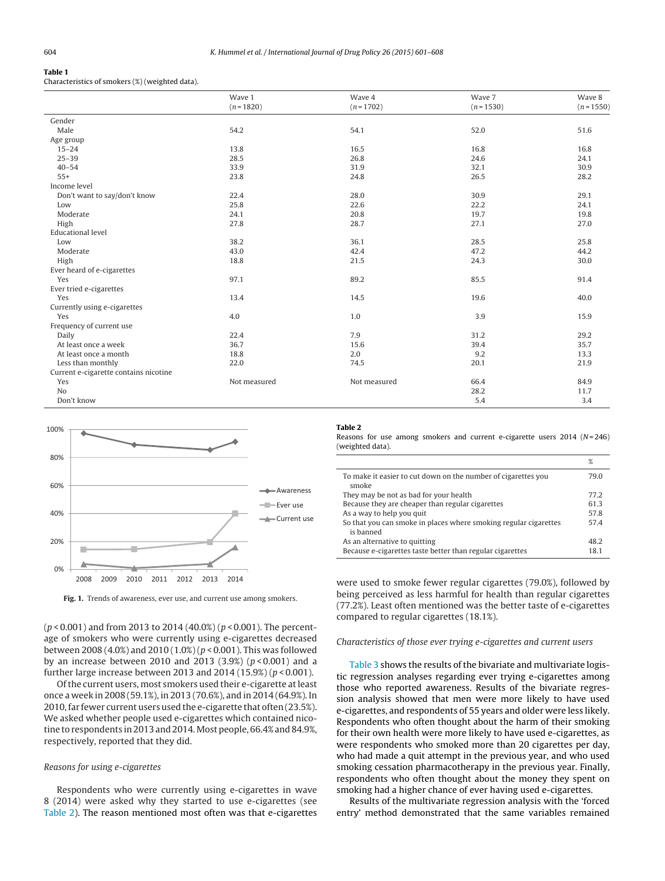**Table 1**
Characteristics of smokers (%) (weighted data).

| | Wave 1 (n = 1820) | Wave 4 (n = 1702) | Wave 7 (n = 1530) | Wave 8 (n = 1550) |
|---|---|---|---|---|
| Gender | | | | |
| Male | 54.2 | 54.1 | 52.0 | 51.6 |
| Age group | | | | |
| 15–24 | 13.8 | 16.5 | 16.8 | 16.8 |
| 25–39 | 28.5 | 26.8 | 24.6 | 24.1 |
| 40–54 | 33.9 | 31.9 | 32.1 | 30.9 |
| 55+ | 23.8 | 24.8 | 26.5 | 28.2 |
| Income level | | | | |
| Don't want to say/don't know | 22.4 | 28.0 | 30.9 | 29.1 |
| Low | 25.8 | 22.6 | 22.2 | 24.1 |
| Moderate | 24.1 | 20.8 | 19.7 | 19.8 |
| High | 27.8 | 28.7 | 27.1 | 27.0 |
| Educational level | | | | |
| Low | 38.2 | 36.1 | 28.5 | 25.8 |
| Moderate | 43.0 | 42.4 | 47.2 | 44.2 |
| High | 18.8 | 21.5 | 24.3 | 30.0 |
| Ever heard of e-cigarettes | | | | |
| Yes | 97.1 | 89.2 | 85.5 | 91.4 |
| Ever tried e-cigarettes | | | | |
| Yes | 13.4 | 14.5 | 19.6 | 40.0 |
| Currently using e-cigarettes | | | | |
| Yes | 4.0 | 1.0 | 3.9 | 15.9 |
| Frequency of current use | | | | |
| Daily | 22.4 | 7.9 | 31.2 | 29.2 |
| At least once a week | 36.7 | 15.6 | 39.4 | 35.7 |
| At least once a month | 18.8 | 2.0 | 9.2 | 13.3 |
| Less than monthly | 22.0 | 74.5 | 20.1 | 21.9 |
| Current e-cigarette contains nicotine | | | | |
| Yes | Not measured | Not measured | 66.4 | 84.9 |
| No | | | 28.2 | 11.7 |
| Don't know | | | 5.4 | 3.4 |

**Fig. 1.** Trends of awareness, ever use, and current use among smokers.

($p < 0.001$) and from 2013 to 2014 (40.0%) ($p < 0.001$). The percentage of smokers who were currently using e-cigarettes decreased between 2008 (4.0%) and 2010 (1.0%) ($p < 0.001$). This was followed by an increase between 2010 and 2013 (3.9%) ($p < 0.001$) and a further large increase between 2013 and 2014 (15.9%) ($p < 0.001$).

Of the current users, most smokers used their e-cigarette at least once a week in 2008 (59.1%), in 2013 (70.6%), and in 2014 (64.9%). In 2010, far fewer current users used the e-cigarette that often (23.5%). We asked whether people used e-cigarettes which contained nicotine to respondents in 2013 and 2014. Most people, 66.4% and 84.9%, respectively, reported that they did.

*Reasons for using e-cigarettes*

Respondents who were currently using e-cigarettes in wave 8 (2014) were asked why they started to use e-cigarettes (see Table 2). The reason mentioned most often was that e-cigarettes were used to smoke fewer regular cigarettes (79.0%), followed by being perceived as less harmful for health than regular cigarettes (77.2%). Least often mentioned was the better taste of e-cigarettes compared to regular cigarettes (18.1%).

**Table 2**
Reasons for use among smokers and current e-cigarette users 2014 (N = 246) (weighted data).

| | % |
|---|---|
| To make it easier to cut down on the number of cigarettes you smoke | 79.0 |
| They may be not as bad for your health | 77.2 |
| Because they are cheaper than regular cigarettes | 61.3 |
| As a way to help you quit | 57.8 |
| So that you can smoke in places where smoking regular cigarettes is banned | 57.4 |
| As an alternative to quitting | 48.2 |
| Because e-cigarettes taste better than regular cigarettes | 18.1 |

*Characteristics of those ever trying e-cigarettes and current users*

Table 3 shows the results of the bivariate and multivariate logistic regression analyses regarding ever trying e-cigarettes among those who reported awareness. Results of the bivariate regression analysis showed that men were more likely to have used e-cigarettes, and respondents of 55 years and older were less likely. Respondents who often thought about the harm of their smoking for their own health were more likely to have used e-cigarettes, as were respondents who smoked more than 20 cigarettes per day, who had made a quit attempt in the previous year, and who used smoking cessation pharmacotherapy in the previous year. Finally, respondents who often thought about the money they spent on smoking had a higher chance of ever having used e-cigarettes.

Results of the multivariate regression analysis with the 'forced entry' method demonstrated that the same variables remained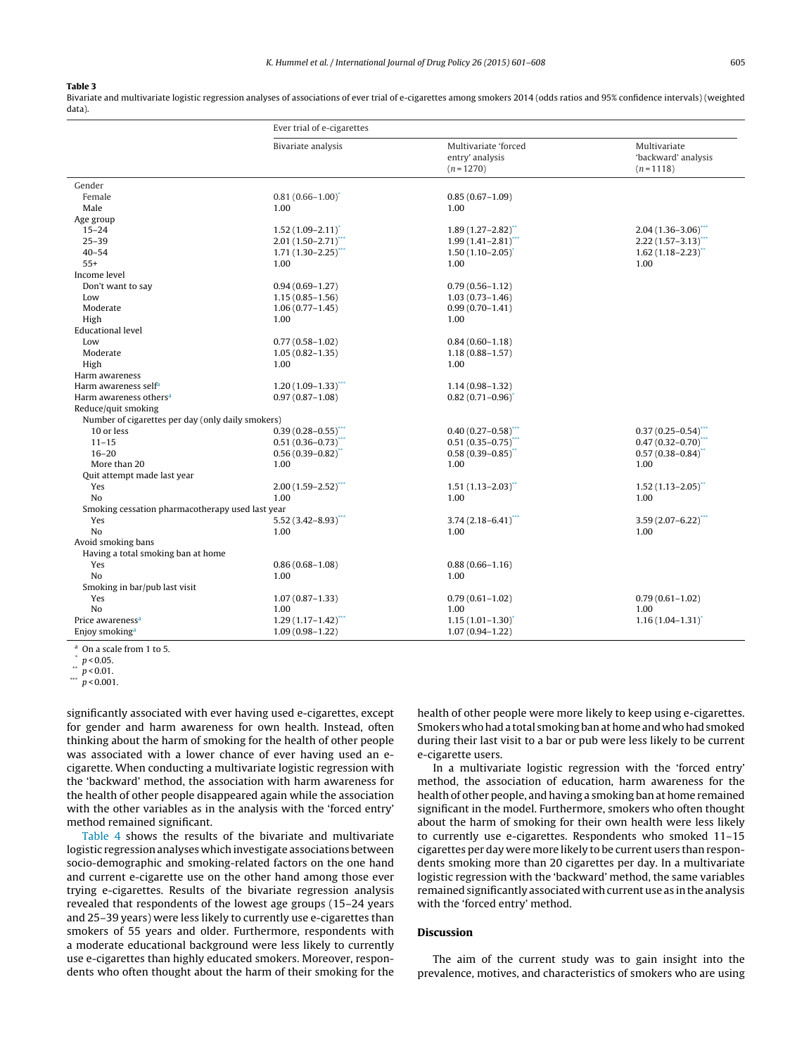**Table 3**
Bivariate and multivariate logistic regression analyses of associations of ever trial of e-cigarettes among smokers 2014 (odds ratios and 95% confidence intervals) (weighted data).

| | Ever trial of e-cigarettes | | |
|---|---|---|---|
| | Bivariate analysis | Multivariate 'forced entry' analysis (n = 1270) | Multivariate 'backward' analysis (n = 1118) |
| Gender | | | |
| Female | 0.81 (0.66–1.00)* | 0.85 (0.67–1.09) | |
| Male | 1.00 | 1.00 | |
| Age group | | | |
| 15–24 | 1.52 (1.09–2.11)* | 1.89 (1.27–2.82)** | 2.04 (1.36–3.06)*** |
| 25–39 | 2.01 (1.50–2.71)*** | 1.99 (1.41–2.81)*** | 2.22 (1.57–3.13)*** |
| 40–54 | 1.71 (1.30–2.25)*** | 1.50 (1.10–2.05)* | 1.62 (1.18–2.23)** |
| 55+ | 1.00 | 1.00 | 1.00 |
| Income level | | | |
| Don't want to say | 0.94 (0.69–1.27) | 0.79 (0.56–1.12) | |
| Low | 1.15 (0.85–1.56) | 1.03 (0.73–1.46) | |
| Moderate | 1.06 (0.77–1.45) | 0.99 (0.70–1.41) | |
| High | 1.00 | 1.00 | |
| Educational level | | | |
| Low | 0.77 (0.58–1.02) | 0.84 (0.60–1.18) | |
| Moderate | 1.05 (0.82–1.35) | 1.18 (0.88–1.57) | |
| High | 1.00 | 1.00 | |
| Harm awareness | | | |
| Harm awareness self[a] | 1.20 (1.09–1.33)*** | 1.14 (0.98–1.32) | |
| Harm awareness others[a] | 0.97 (0.87–1.08) | 0.82 (0.71–0.96)* | |
| Reduce/quit smoking | | | |
| Number of cigarettes per day (only daily smokers) | | | |
| 10 or less | 0.39 (0.28–0.55)*** | 0.40 (0.27–0.58)*** | 0.37 (0.25–0.54)*** |
| 11–15 | 0.51 (0.36–0.73)*** | 0.51 (0.35–0.75)*** | 0.47 (0.32–0.70)*** |
| 16–20 | 0.56 (0.39–0.82)** | 0.58 (0.39–0.85)** | 0.57 (0.38–0.84)** |
| More than 20 | 1.00 | 1.00 | 1.00 |
| Quit attempt made last year | | | |
| Yes | 2.00 (1.59–2.52)*** | 1.51 (1.13–2.03)** | 1.52 (1.13–2.05)** |
| No | 1.00 | 1.00 | 1.00 |
| Smoking cessation pharmacotherapy used last year | | | |
| Yes | 5.52 (3.42–8.93)*** | 3.74 (2.18–6.41)*** | 3.59 (2.07–6.22)*** |
| No | 1.00 | 1.00 | 1.00 |
| Avoid smoking bans | | | |
| Having a total smoking ban at home | | | |
| Yes | 0.86 (0.68–1.08) | 0.88 (0.66–1.16) | |
| No | 1.00 | 1.00 | |
| Smoking in bar/pub last visit | | | |
| Yes | 1.07 (0.87–1.33) | 0.79 (0.61–1.02) | 0.79 (0.61–1.02) |
| No | 1.00 | 1.00 | 1.00 |
| Price awareness[a] | 1.29 (1.17–1.42)*** | 1.15 (1.01–1.30)* | 1.16 (1.04–1.31)* |
| Enjoy smoking[a] | 1.09 (0.98–1.22) | 1.07 (0.94–1.22) | |

[a] On a scale from 1 to 5.
* $p < 0.05$.
** $p < 0.01$.
*** $p < 0.001$.

significantly associated with ever having used e-cigarettes, except for gender and harm awareness for own health. Instead, often thinking about the harm of smoking for the health of other people was associated with a lower chance of ever having used an e-cigarette. When conducting a multivariate logistic regression with the 'backward' method, the association with harm awareness for the health of other people disappeared again while the association with the other variables as in the analysis with the 'forced entry' method remained significant.

Table 4 shows the results of the bivariate and multivariate logistic regression analyses which investigate associations between socio-demographic and smoking-related factors on the one hand and current e-cigarette use on the other hand among those ever trying e-cigarettes. Results of the bivariate regression analysis revealed that respondents of the lowest age groups (15–24 years and 25–39 years) were less likely to currently use e-cigarettes than smokers of 55 years and older. Furthermore, respondents with a moderate educational background were less likely to currently use e-cigarettes than highly educated smokers. Moreover, respondents who often thought about the harm of their smoking for the health of other people were more likely to keep using e-cigarettes. Smokers who had a total smoking ban at home and who had smoked during their last visit to a bar or pub were less likely to be current e-cigarette users.

In a multivariate logistic regression with the 'forced entry' method, the association of education, harm awareness for the health of other people, and having a smoking ban at home remained significant in the model. Furthermore, smokers who often thought about the harm of smoking for their own health were less likely to currently use e-cigarettes. Respondents who smoked 11–15 cigarettes per day were more likely to be current users than respondents smoking more than 20 cigarettes per day. In a multivariate logistic regression with the 'backward' method, the same variables remained significantly associated with current use as in the analysis with the 'forced entry' method.

## Discussion

The aim of the current study was to gain insight into the prevalence, motives, and characteristics of smokers who are using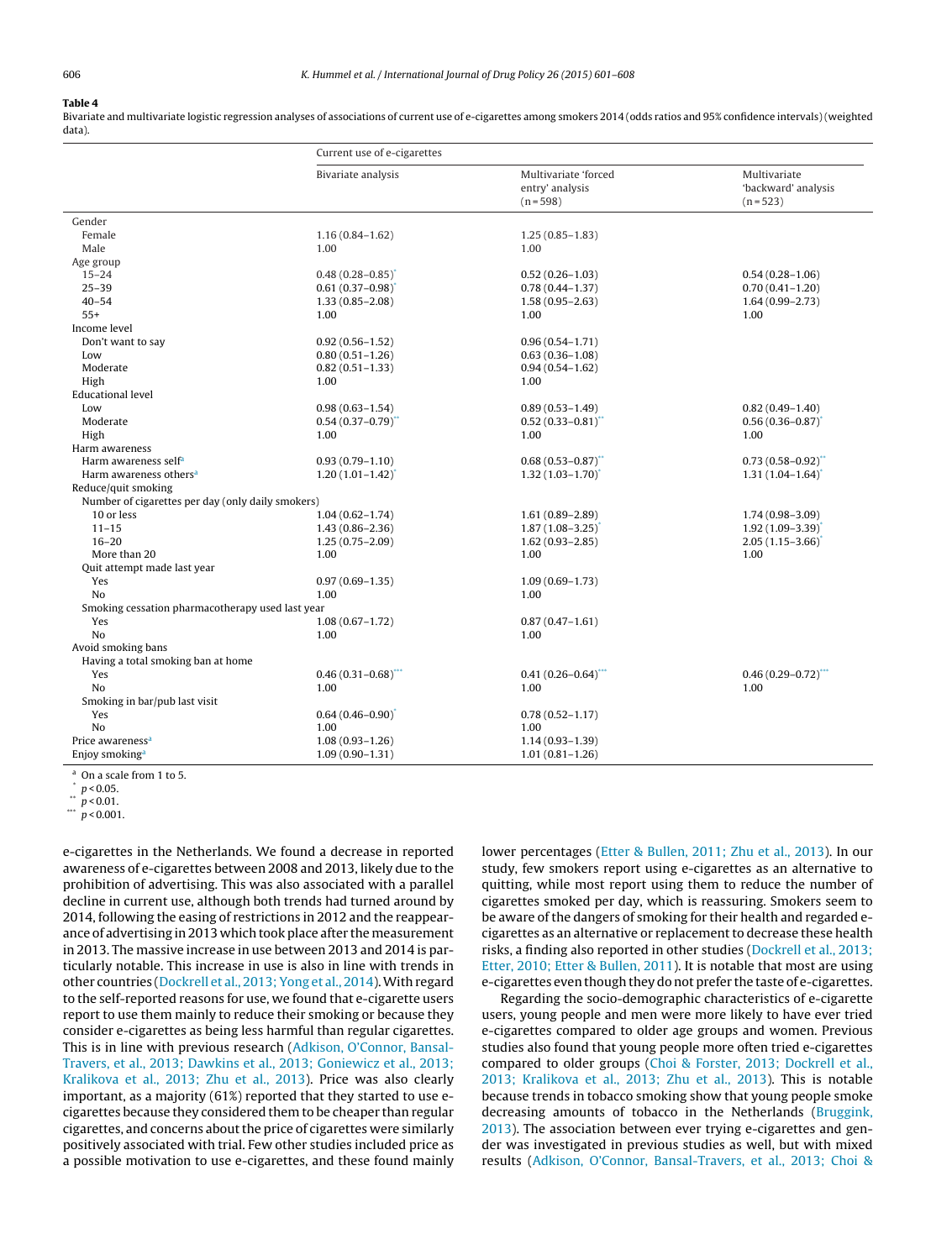**Table 4**
Bivariate and multivariate logistic regression analyses of associations of current use of e-cigarettes among smokers 2014 (odds ratios and 95% confidence intervals) (weighted data).

| | Current use of e-cigarettes | | |
|---|---|---|---|
| | Bivariate analysis | Multivariate 'forced entry' analysis (n = 598) | Multivariate 'backward' analysis (n = 523) |
| Gender | | | |
| Female | 1.16 (0.84–1.62) | 1.25 (0.85–1.83) | |
| Male | 1.00 | 1.00 | |
| Age group | | | |
| 15–24 | 0.48 (0.28–0.85)* | 0.52 (0.26–1.03) | 0.54 (0.28–1.06) |
| 25–39 | 0.61 (0.37–0.98)* | 0.78 (0.44–1.37) | 0.70 (0.41–1.20) |
| 40–54 | 1.33 (0.85–2.08) | 1.58 (0.95–2.63) | 1.64 (0.99–2.73) |
| 55+ | 1.00 | 1.00 | 1.00 |
| Income level | | | |
| Don't want to say | 0.92 (0.56–1.52) | 0.96 (0.54–1.71) | |
| Low | 0.80 (0.51–1.26) | 0.63 (0.36–1.08) | |
| Moderate | 0.82 (0.51–1.33) | 0.94 (0.54–1.62) | |
| High | 1.00 | 1.00 | |
| Educational level | | | |
| Low | 0.98 (0.63–1.54) | 0.89 (0.53–1.49) | 0.82 (0.49–1.40) |
| Moderate | 0.54 (0.37–0.79)** | 0.52 (0.33–0.81)** | 0.56 (0.36–0.87)* |
| High | 1.00 | 1.00 | 1.00 |
| Harm awareness | | | |
| Harm awareness self[a] | 0.93 (0.79–1.10) | 0.68 (0.53–0.87)** | 0.73 (0.58–0.92)** |
| Harm awareness others[a] | 1.20 (1.01–1.42)* | 1.32 (1.03–1.70)* | 1.31 (1.04–1.64)* |
| Reduce/quit smoking | | | |
| Number of cigarettes per day (only daily smokers) | | | |
| 10 or less | 1.04 (0.62–1.74) | 1.61 (0.89–2.89) | 1.74 (0.98–3.09) |
| 11–15 | 1.43 (0.86–2.36) | 1.87 (1.08–3.25)* | 1.92 (1.09–3.39)* |
| 16–20 | 1.25 (0.75–2.09) | 1.62 (0.93–2.85) | 2.05 (1.15–3.66)* |
| More than 20 | 1.00 | 1.00 | 1.00 |
| Quit attempt made last year | | | |
| Yes | 0.97 (0.69–1.35) | 1.09 (0.69–1.73) | |
| No | 1.00 | 1.00 | |
| Smoking cessation pharmacotherapy used last year | | | |
| Yes | 1.08 (0.67–1.72) | 0.87 (0.47–1.61) | |
| No | 1.00 | 1.00 | |
| Avoid smoking bans | | | |
| Having a total smoking ban at home | | | |
| Yes | 0.46 (0.31–0.68)*** | 0.41 (0.26–0.64)*** | 0.46 (0.29–0.72)*** |
| No | 1.00 | 1.00 | 1.00 |
| Smoking in bar/pub last visit | | | |
| Yes | 0.64 (0.46–0.90)* | 0.78 (0.52–1.17) | |
| No | 1.00 | 1.00 | |
| Price awareness[a] | 1.08 (0.93–1.26) | 1.14 (0.93–1.39) | |
| Enjoy smoking[a] | 1.09 (0.90–1.31) | 1.01 (0.81–1.26) | |

[a] On a scale from 1 to 5.
* $p < 0.05$.
** $p < 0.01$.
*** $p < 0.001$.

e-cigarettes in the Netherlands. We found a decrease in reported awareness of e-cigarettes between 2008 and 2013, likely due to the prohibition of advertising. This was also associated with a parallel decline in current use, although both trends had turned around by 2014, following the easing of restrictions in 2012 and the reappearance of advertising in 2013 which took place after the measurement in 2013. The massive increase in use between 2013 and 2014 is particularly notable. This increase in use is also in line with trends in other countries (Dockrell et al., 2013; Yong et al., 2014). With regard to the self-reported reasons for use, we found that e-cigarette users report to use them mainly to reduce their smoking or because they consider e-cigarettes as being less harmful than regular cigarettes. This is in line with previous research (Adkison, O'Connor, Bansal-Travers, et al., 2013; Dawkins et al., 2013; Goniewicz et al., 2013; Kralikova et al., 2013; Zhu et al., 2013). Price was also clearly important, as a majority (61%) reported that they started to use e-cigarettes because they considered them to be cheaper than regular cigarettes, and concerns about the price of cigarettes were similarly positively associated with trial. Few other studies included price as a possible motivation to use e-cigarettes, and these found mainly lower percentages (Etter & Bullen, 2011; Zhu et al., 2013). In our study, few smokers report using e-cigarettes as an alternative to quitting, while most report using them to reduce the number of cigarettes smoked per day, which is reassuring. Smokers seem to be aware of the dangers of smoking for their health and regarded e-cigarettes as an alternative or replacement to decrease these health risks, a finding also reported in other studies (Dockrell et al., 2013; Etter, 2010; Etter & Bullen, 2011). It is notable that most are using e-cigarettes even though they do not prefer the taste of e-cigarettes.

Regarding the socio-demographic characteristics of e-cigarette users, young people and men were more likely to have ever tried e-cigarettes compared to older age groups and women. Previous studies also found that young people more often tried e-cigarettes compared to older groups (Choi & Forster, 2013; Dockrell et al., 2013; Kralikova et al., 2013; Zhu et al., 2013). This is notable because trends in tobacco smoking show that young people smoke decreasing amounts of tobacco in the Netherlands (Bruggink, 2013). The association between ever trying e-cigarettes and gender was investigated in previous studies as well, but with mixed results (Adkison, O'Connor, Bansal-Travers, et al., 2013; Choi &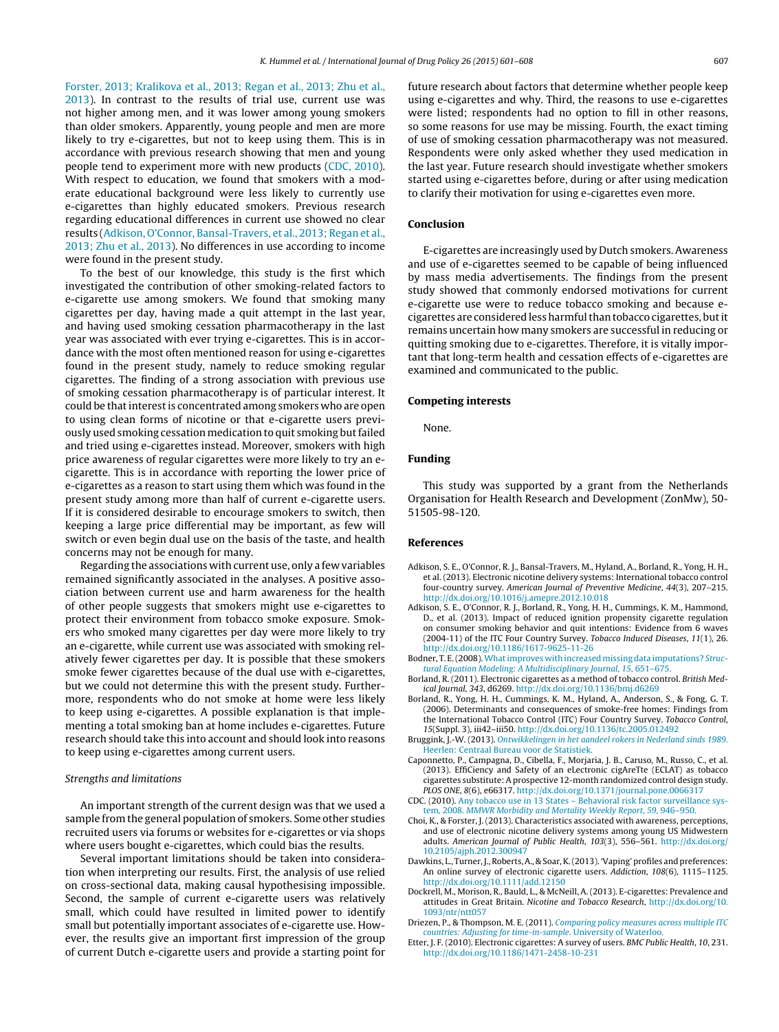Forster, 2013; Kralikova et al., 2013; Regan et al., 2013; Zhu et al., 2013). In contrast to the results of trial use, current use was not higher among men, and it was lower among young smokers than older smokers. Apparently, young people and men are more likely to try e-cigarettes, but not to keep using them. This is in accordance with previous research showing that men and young people tend to experiment more with new products (CDC, 2010). With respect to education, we found that smokers with a moderate educational background were less likely to currently use e-cigarettes than highly educated smokers. Previous research regarding educational differences in current use showed no clear results (Adkison, O'Connor, Bansal-Travers, et al., 2013; Regan et al., 2013; Zhu et al., 2013). No differences in use according to income were found in the present study.

To the best of our knowledge, this study is the first which investigated the contribution of other smoking-related factors to e-cigarette use among smokers. We found that smoking many cigarettes per day, having made a quit attempt in the last year, and having used smoking cessation pharmacotherapy in the last year was associated with ever trying e-cigarettes. This is in accordance with the most often mentioned reason for using e-cigarettes found in the present study, namely to reduce smoking regular cigarettes. The finding of a strong association with previous use of smoking cessation pharmacotherapy is of particular interest. It could be that interest is concentrated among smokers who are open to using clean forms of nicotine or that e-cigarette users previously used smoking cessation medication to quit smoking but failed and tried using e-cigarettes instead. Moreover, smokers with high price awareness of regular cigarettes were more likely to try an e-cigarette. This is in accordance with reporting the lower price of e-cigarettes as a reason to start using them which was found in the present study among more than half of current e-cigarette users. If it is considered desirable to encourage smokers to switch, then keeping a large price differential may be important, as few will switch or even begin dual use on the basis of the taste, and health concerns may not be enough for many.

Regarding the associations with current use, only a few variables remained significantly associated in the analyses. A positive association between current use and harm awareness for the health of other people suggests that smokers might use e-cigarettes to protect their environment from tobacco smoke exposure. Smokers who smoked many cigarettes per day were more likely to try an e-cigarette, while current use was associated with smoking relatively fewer cigarettes per day. It is possible that these smokers smoke fewer cigarettes because of the dual use with e-cigarettes, but we could not determine this with the present study. Furthermore, respondents who do not smoke at home were less likely to keep using e-cigarettes. A possible explanation is that implementing a total smoking ban at home includes e-cigarettes. Future research should take this into account and should look into reasons to keep using e-cigarettes among current users.

### *Strengths and limitations*

An important strength of the current design was that we used a sample from the general population of smokers. Some other studies recruited users via forums or websites for e-cigarettes or via shops where users bought e-cigarettes, which could bias the results.

Several important limitations should be taken into consideration when interpreting our results. First, the analysis of use relied on cross-sectional data, making causal hypothesising impossible. Second, the sample of current e-cigarette users was relatively small, which could have resulted in limited power to identify small but potentially important associates of e-cigarette use. However, the results give an important first impression of the group of current Dutch e-cigarette users and provide a starting point for future research about factors that determine whether people keep using e-cigarettes and why. Third, the reasons to use e-cigarettes were listed; respondents had no option to fill in other reasons, so some reasons for use may be missing. Fourth, the exact timing of use of smoking cessation pharmacotherapy was not measured. Respondents were only asked whether they used medication in the last year. Future research should investigate whether smokers started using e-cigarettes before, during or after using medication to clarify their motivation for using e-cigarettes even more.

## Conclusion

E-cigarettes are increasingly used by Dutch smokers. Awareness and use of e-cigarettes seemed to be capable of being influenced by mass media advertisements. The findings from the present study showed that commonly endorsed motivations for current e-cigarette use were to reduce tobacco smoking and because e-cigarettes are considered less harmful than tobacco cigarettes, but it remains uncertain how many smokers are successful in reducing or quitting smoking due to e-cigarettes. Therefore, it is vitally important that long-term health and cessation effects of e-cigarettes are examined and communicated to the public.

## Competing interests

None.

## Funding

This study was supported by a grant from the Netherlands Organisation for Health Research and Development (ZonMw), 50-51505-98-120.

## References

Adkison, S. E., O'Connor, R. J., Bansal-Travers, M., Hyland, A., Borland, R., Yong, H. H., et al. (2013). Electronic nicotine delivery systems: International tobacco control four-country survey. *American Journal of Preventive Medicine*, *44*(3), 207–215. http://dx.doi.org/10.1016/j.amepre.2012.10.018

Adkison, S. E., O'Connor, R. J., Borland, R., Yong, H. H., Cummings, K. M., Hammond, D., et al. (2013). Impact of reduced ignition propensity cigarette regulation on consumer smoking behavior and quit intentions: Evidence from 6 waves (2004-11) of the ITC Four Country Survey. *Tobacco Induced Diseases*, *11*(1), 26. http://dx.doi.org/10.1186/1617-9625-11-26

Bodner, T. E. (2008). What improves with increased missing data imputations? *Structural Equation Modeling: A Multidisciplinary Journal*, *15*, 651–675.

Borland, R. (2011). Electronic cigarettes as a method of tobacco control. *British Medical Journal*, *343*, d6269. http://dx.doi.org/10.1136/bmj.d6269

Borland, R., Yong, H. H., Cummings, K. M., Hyland, A., Anderson, S., & Fong, G. T. (2006). Determinants and consequences of smoke-free homes: Findings from the International Tobacco Control (ITC) Four Country Survey. *Tobacco Control*, *15*(Suppl. 3), iii42–iii50. http://dx.doi.org/10.1136/tc.2005.012492

Bruggink, J.-W. (2013). *Ontwikkelingen in het aandeel rokers in Nederland sinds 1989*. Heerlen: Centraal Bureau voor de Statistiek.

Caponnetto, P., Campagna, D., Cibella, F., Morjaria, J. B., Caruso, M., Russo, C., et al. (2013). EffiCiency and Safety of an eLectronic cigAreTte (ECLAT) as tobacco cigarettes substitute: A prospective 12-month randomized control design study. *PLOS ONE*, *8*(6), e66317. http://dx.doi.org/10.1371/journal.pone.0066317

CDC. (2010). Any tobacco use in 13 States – Behavioral risk factor surveillance system, 2008. *MMWR Morbidity and Mortality Weekly Report*, *59*, 946–950.

Choi, K., & Forster, J. (2013). Characteristics associated with awareness, perceptions, and use of electronic nicotine delivery systems among young US Midwestern adults. *American Journal of Public Health*, *103*(3), 556–561. http://dx.doi.org/10.2105/ajph.2012.300947

Dawkins, L., Turner, J., Roberts, A., & Soar, K. (2013). 'Vaping' profiles and preferences: An online survey of electronic cigarette users. *Addiction*, *108*(6), 1115–1125. http://dx.doi.org/10.1111/add.12150

Dockrell, M., Morison, R., Bauld, L., & McNeill, A. (2013). E-cigarettes: Prevalence and attitudes in Great Britain. *Nicotine and Tobacco Research*, http://dx.doi.org/10.1093/ntr/ntt057

Driezen, P., & Thompson, M. E. (2011). *Comparing policy measures across multiple ITC countries: Adjusting for time-in-sample*. University of Waterloo.

Etter, J. F. (2010). Electronic cigarettes: A survey of users. *BMC Public Health*, *10*, 231. http://dx.doi.org/10.1186/1471-2458-10-231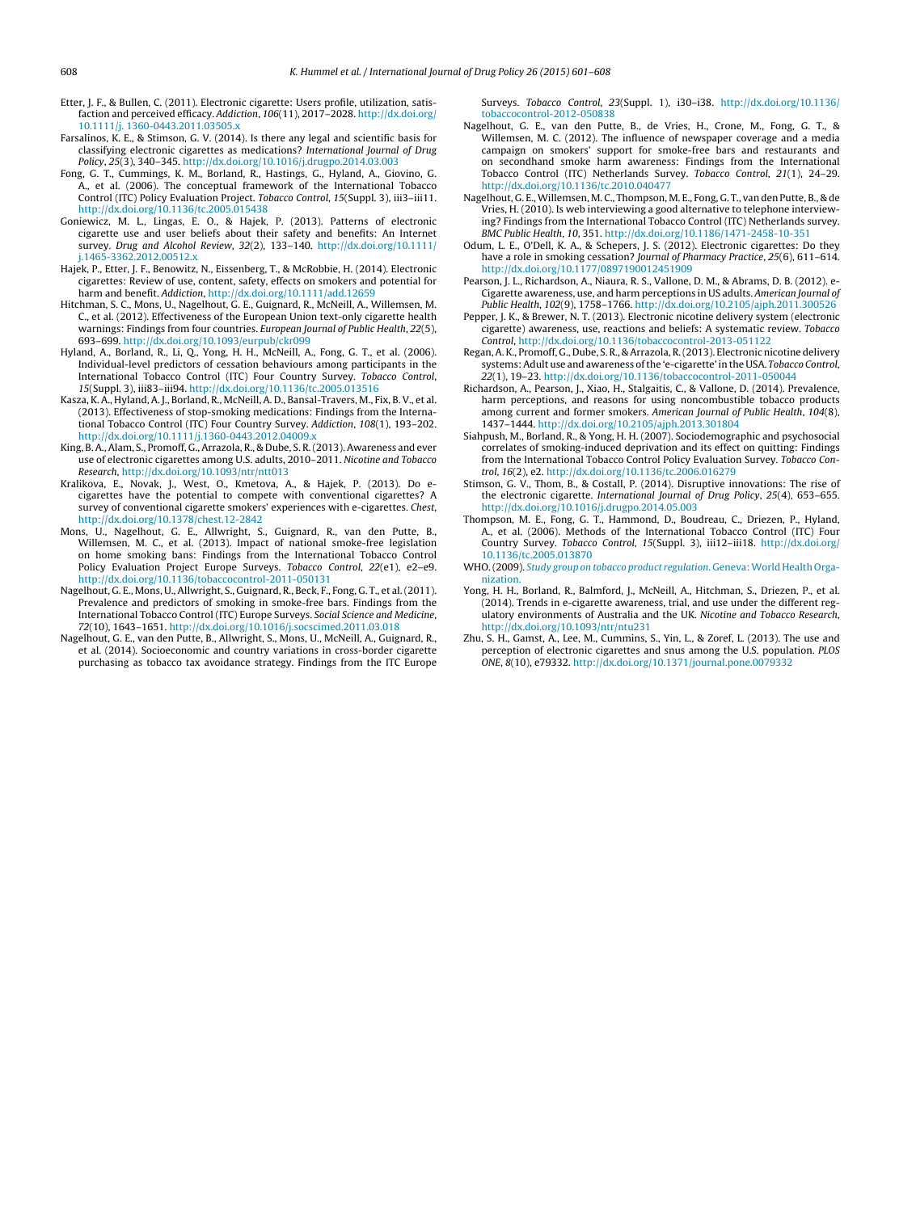Etter, J. F., & Bullen, C. (2011). Electronic cigarette: Users profile, utilization, satisfaction and perceived efficacy. *Addiction*, *106*(11), 2017–2028. http://dx.doi.org/10.1111/j. 1360-0443.2011.03505.x

Farsalinos, K. E., & Stimson, G. V. (2014). Is there any legal and scientific basis for classifying electronic cigarettes as medications? *International Journal of Drug Policy*, *25*(3), 340–345. http://dx.doi.org/10.1016/j.drugpo.2014.03.003

Fong, G. T., Cummings, K. M., Borland, R., Hastings, G., Hyland, A., Giovino, G. A., et al. (2006). The conceptual framework of the International Tobacco Control (ITC) Policy Evaluation Project. *Tobacco Control*, *15*(Suppl. 3), iii3–iii11. http://dx.doi.org/10.1136/tc.2005.015438

Goniewicz, M. L., Lingas, E. O., & Hajek, P. (2013). Patterns of electronic cigarette use and user beliefs about their safety and benefits: An Internet survey. *Drug and Alcohol Review*, *32*(2), 133–140. http://dx.doi.org/10.1111/j.1465-3362.2012.00512.x

Hajek, P., Etter, J. F., Benowitz, N., Eissenberg, T., & McRobbie, H. (2014). Electronic cigarettes: Review of use, content, safety, effects on smokers and potential for harm and benefit. *Addiction*, http://dx.doi.org/10.1111/add.12659

Hitchman, S. C., Mons, U., Nagelhout, G. E., Guignard, R., McNeill, A., Willemsen, M. C., et al. (2012). Effectiveness of the European Union text-only cigarette health warnings: Findings from four countries. *European Journal of Public Health*, *22*(5), 693–699. http://dx.doi.org/10.1093/eurpub/ckr099

Hyland, A., Borland, R., Li, Q., Yong, H. H., McNeill, A., Fong, G. T., et al. (2006). Individual-level predictors of cessation behaviours among participants in the International Tobacco Control (ITC) Four Country Survey. *Tobacco Control*, *15*(Suppl. 3), iii83–iii94. http://dx.doi.org/10.1136/tc.2005.013516

Kasza, K. A., Hyland, A. J., Borland, R., McNeill, A. D., Bansal-Travers, M., Fix, B. V., et al. (2013). Effectiveness of stop-smoking medications: Findings from the International Tobacco Control (ITC) Four Country Survey. *Addiction*, *108*(1), 193–202. http://dx.doi.org/10.1111/j.1360-0443.2012.04009.x

King, B. A., Alam, S., Promoff, G., Arrazola, R., & Dube, S. R. (2013). Awareness and ever use of electronic cigarettes among U.S. adults, 2010–2011. *Nicotine and Tobacco Research*, http://dx.doi.org/10.1093/ntr/ntt013

Kralikova, E., Novak, J., West, O., Kmetova, A., & Hajek, P. (2013). Do e-cigarettes have the potential to compete with conventional cigarettes? A survey of conventional cigarette smokers' experiences with e-cigarettes. *Chest*, http://dx.doi.org/10.1378/chest.12-2842

Mons, U., Nagelhout, G. E., Allwright, S., Guignard, R., van den Putte, B., Willemsen, M. C., et al. (2013). Impact of national smoke-free legislation on home smoking bans: Findings from the International Tobacco Control Policy Evaluation Project Europe Surveys. *Tobacco Control*, *22*(e1), e2–e9. http://dx.doi.org/10.1136/tobaccocontrol-2011-050131

Nagelhout, G. E., Mons, U., Allwright, S., Guignard, R., Beck, F., Fong, G. T., et al. (2011). Prevalence and predictors of smoking in smoke-free bars. Findings from the International Tobacco Control (ITC) Europe Surveys. *Social Science and Medicine*, *72*(10), 1643–1651. http://dx.doi.org/10.1016/j.socscimed.2011.03.018

Nagelhout, G. E., van den Putte, B., Allwright, S., Mons, U., McNeill, A., Guignard, R., et al. (2014). Socioeconomic and country variations in cross-border cigarette purchasing as tobacco tax avoidance strategy. Findings from the ITC Europe Surveys. *Tobacco Control*, *23*(Suppl. 1), i30–i38. http://dx.doi.org/10.1136/tobaccocontrol-2012-050838

Nagelhout, G. E., van den Putte, B., de Vries, H., Crone, M., Fong, G. T., & Willemsen, M. C. (2012). The influence of newspaper coverage and a media campaign on smokers' support for smoke-free bars and restaurants and on secondhand smoke harm awareness: Findings from the International Tobacco Control (ITC) Netherlands Survey. *Tobacco Control*, *21*(1), 24–29. http://dx.doi.org/10.1136/tc.2010.040477

Nagelhout, G. E., Willemsen, M. C., Thompson, M. E., Fong, G. T., van den Putte, B., & de Vries, H. (2010). Is web interviewing a good alternative to telephone interviewing? Findings from the International Tobacco Control (ITC) Netherlands survey. *BMC Public Health*, *10*, 351. http://dx.doi.org/10.1186/1471-2458-10-351

Odum, L. E., O'Dell, K. A., & Schepers, J. S. (2012). Electronic cigarettes: Do they have a role in smoking cessation? *Journal of Pharmacy Practice*, *25*(6), 611–614. http://dx.doi.org/10.1177/0897190012451909

Pearson, J. L., Richardson, A., Niaura, R. S., Vallone, D. M., & Abrams, D. B. (2012). e-Cigarette awareness, use, and harm perceptions in US adults. *American Journal of Public Health*, *102*(9), 1758–1766. http://dx.doi.org/10.2105/ajph.2011.300526

Pepper, J. K., & Brewer, N. T. (2013). Electronic nicotine delivery system (electronic cigarette) awareness, use, reactions and beliefs: A systematic review. *Tobacco Control*, http://dx.doi.org/10.1136/tobaccocontrol-2013-051122

Regan, A. K., Promoff, G., Dube, S. R., & Arrazola, R. (2013). Electronic nicotine delivery systems: Adult use and awareness of the 'e-cigarette' in the USA. *Tobacco Control*, *22*(1), 19–23. http://dx.doi.org/10.1136/tobaccocontrol-2011-050044

Richardson, A., Pearson, J., Xiao, H., Stalgaitis, C., & Vallone, D. (2014). Prevalence, harm perceptions, and reasons for using noncombustible tobacco products among current and former smokers. *American Journal of Public Health*, *104*(8), 1437–1444. http://dx.doi.org/10.2105/ajph.2013.301804

Siahpush, M., Borland, R., & Yong, H. H. (2007). Sociodemographic and psychosocial correlates of smoking-induced deprivation and its effect on quitting: Findings from the International Tobacco Control Policy Evaluation Survey. *Tobacco Control*, *16*(2), e2. http://dx.doi.org/10.1136/tc.2006.016279

Stimson, G. V., Thom, B., & Costall, P. (2014). Disruptive innovations: The rise of the electronic cigarette. *International Journal of Drug Policy*, *25*(4), 653–655. http://dx.doi.org/10.1016/j.drugpo.2014.05.003

Thompson, M. E., Fong, G. T., Hammond, D., Boudreau, C., Driezen, P., Hyland, A., et al. (2006). Methods of the International Tobacco Control (ITC) Four Country Survey. *Tobacco Control*, *15*(Suppl. 3), iii12–iii18. http://dx.doi.org/10.1136/tc.2005.013870

WHO. (2009). *Study group on tobacco product regulation*. Geneva: World Health Organization.

Yong, H. H., Borland, R., Balmford, J., McNeill, A., Hitchman, S., Driezen, P., et al. (2014). Trends in e-cigarette awareness, trial, and use under the different regulatory environments of Australia and the UK. *Nicotine and Tobacco Research*, http://dx.doi.org/10.1093/ntr/ntu231

Zhu, S. H., Gamst, A., Lee, M., Cummins, S., Yin, L., & Zoref, L. (2013). The use and perception of electronic cigarettes and snus among the U.S. population. *PLOS ONE*, *8*(10), e79332. http://dx.doi.org/10.1371/journal.pone.0079332